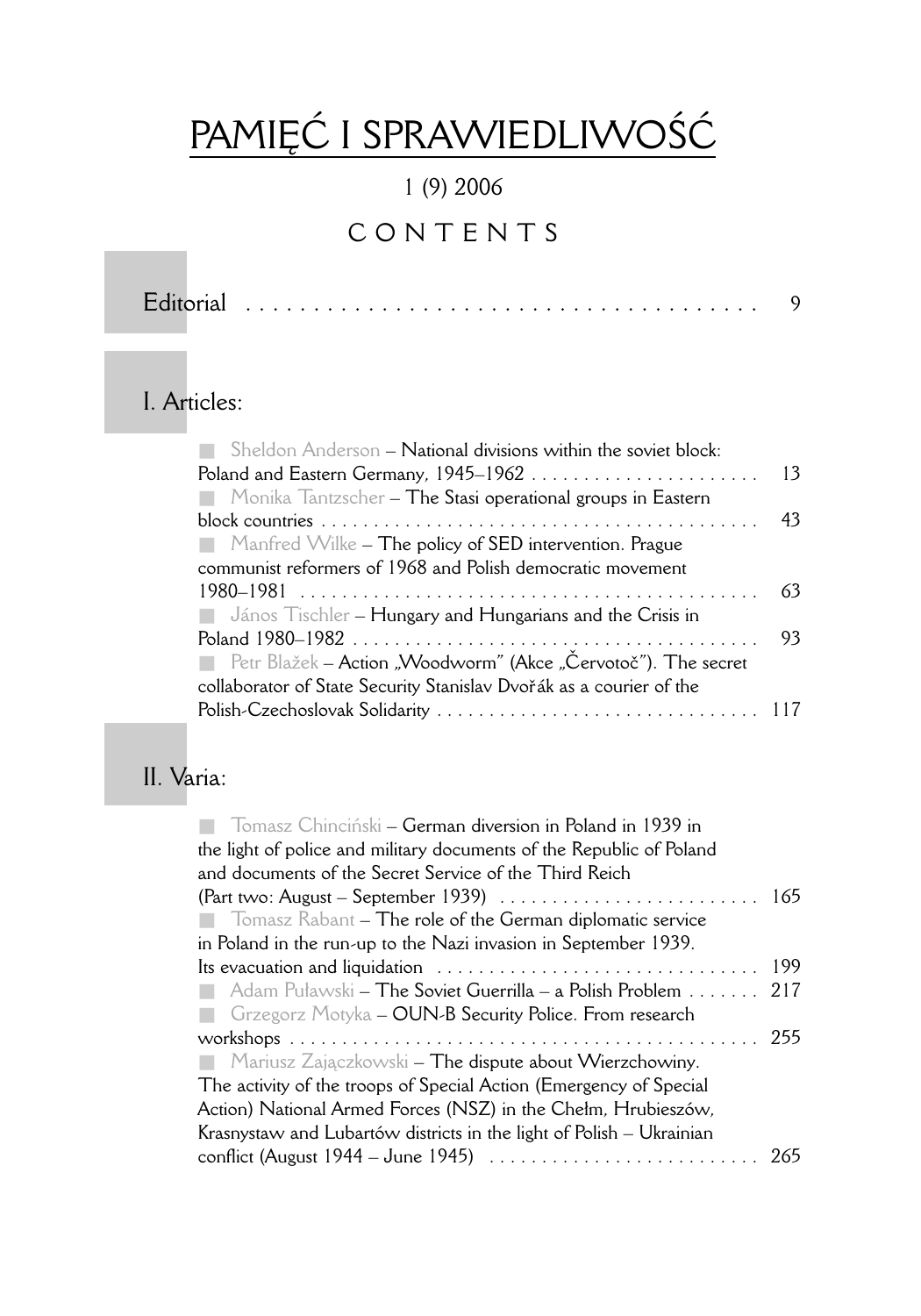# PAMIĘĆ I SPRAWIEDLIWOŚĆ

1 (9) 2006

## CONTENTS

Editorial . . . . . . . . . . . . . . . . . . . . . . . . . . . . . . . . . . . . . . . 9

## I. Articles:

- Sheldon Anderson – National divisions within the soviet block: Poland and Eastern Germany, 1945–1962 . . . . . . . . . . . . . . . . . . . . . . 13
- Monika Tantzscher – The Stasi operational groups in Eastern block countries . . . . . . . . . . . . . . . . . . . . . . . . . . . . . . . . . . . . . . . 43
- Manfred Wilke – The policy of SED intervention. Prague communist reformers of 1968 and Polish democratic movement 1980–1981 . . . . . . . . . . . . . . . . . . . . . . . . . . . . . . . . . . . . . . . . . 63
- János Tischler – Hungary and Hungarians and the Crisis in Poland 1980–1982 . . . . . . . . . . . . . . . . . . . . . . . . . . . . . . . . . . . . . . 93
- Petr Blažek – Action „Woodworm" (Akce „Červotoč"). The secret collaborator of State Security Stanislav Dvořák as a courier of the Polish-Czechoslovak Solidarity . . . . . . . . . . . . . . . . . . . . . . . . . . . . . . 117

## II. Varia:

- Tomasz Chinciński – German diversion in Poland in 1939 in the light of police and military documents of the Republic of Poland and documents of the Secret Service of the Third Reich (Part two: August – September 1939) . . . . . . . . . . . . . . . . . . . . . . . . . 165
- Tomasz Rabant – The role of the German diplomatic service in Poland in the run-up to the Nazi invasion in September 1939. Its evacuation and liquidation . . . . . . . . . . . . . . . . . . . . . . . . . . . . . . 199
- Adam Puławski – The Soviet Guerrilla – a Polish Problem . . . . . . . 217
- Grzegorz Motyka – OUN-B Security Police. From research workshops . . . . . . . . . . . . . . . . . . . . . . . . . . . . . . . . . . . . . . . . . . . . . 255
- Mariusz Zajączkowski – The dispute about Wierzchowiny. The activity of the troops of Special Action (Emergency of Special Action) National Armed Forces (NSZ) in the Chełm, Hrubieszów, Krasnystaw and Lubartów districts in the light of Polish – Ukrainian conflict (August 1944 – June 1945) . . . . . . . . . . . . . . . . . . . . . . . . . 265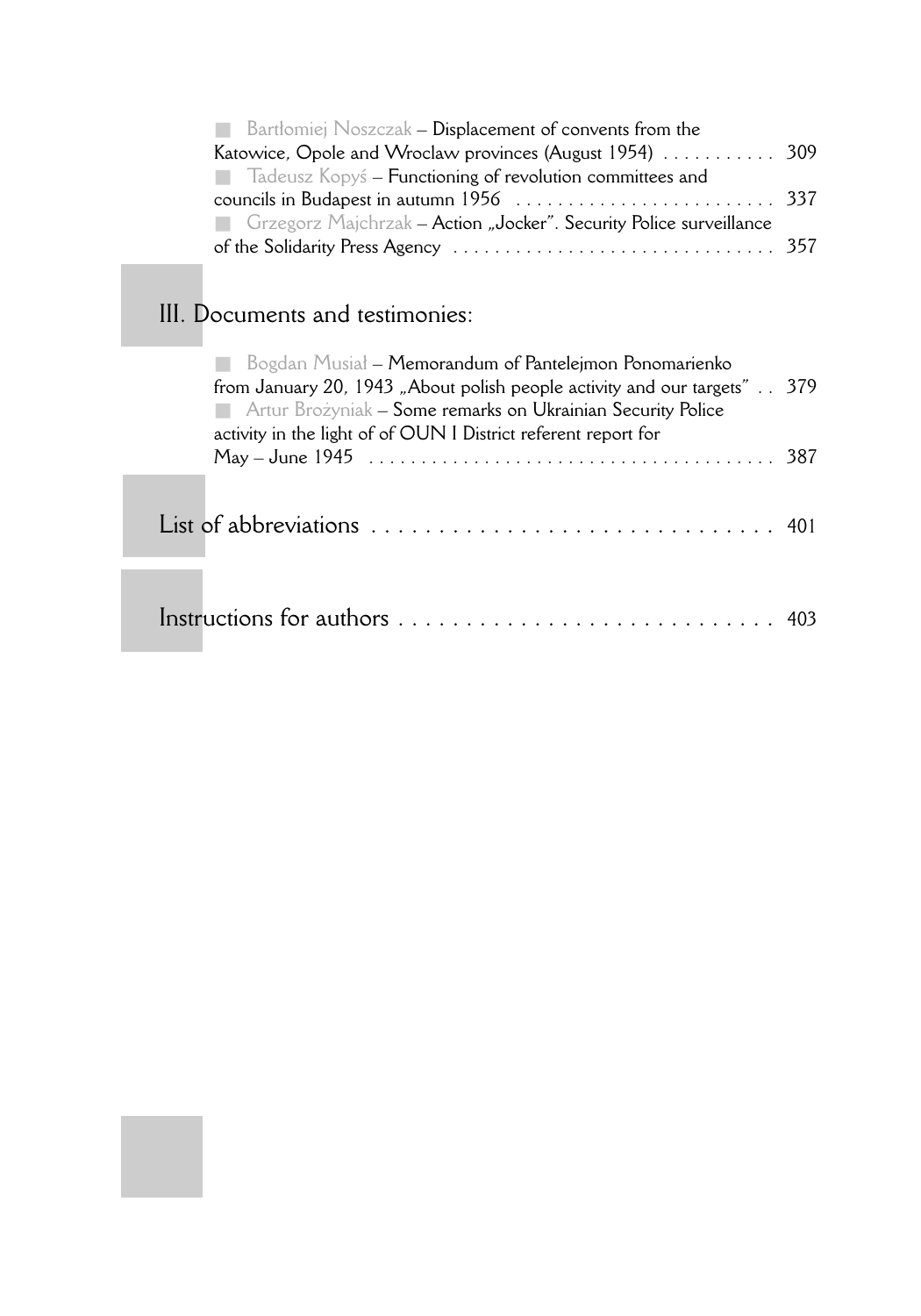Bartłomiej Noszczak – Displacement of convents from the Katowice, Opole and Wroclaw provinces (August 1954) . . . . . . . . . . . 309

Tadeusz Kopyś – Functioning of revolution committees and councils in Budapest in autumn 1956 . . . . . . . . . . . . . . . . . . . . . . . . . 337

Grzegorz Majchrzak – Action „Jocker". Security Police surveillance of the Solidarity Press Agency . . . . . . . . . . . . . . . . . . . . . . . . . . . . . . 357

## III. Documents and testimonies:

Bogdan Musiał – Memorandum of Pantelejmon Ponomarienko from January 20, 1943 „About polish people activity and our targets" . . 379

Artur Brożyniak – Some remarks on Ukrainian Security Police activity in the light of of OUN I District referent report for May – June 1945 . . . . . . . . . . . . . . . . . . . . . . . . . . . . . . . . . . . . . . 387

## List of abbreviations . . . . . . . . . . . . . . . . . . . . . . . . . . . . . . 401

## Instructions for authors . . . . . . . . . . . . . . . . . . . . . . . . . . . . 403